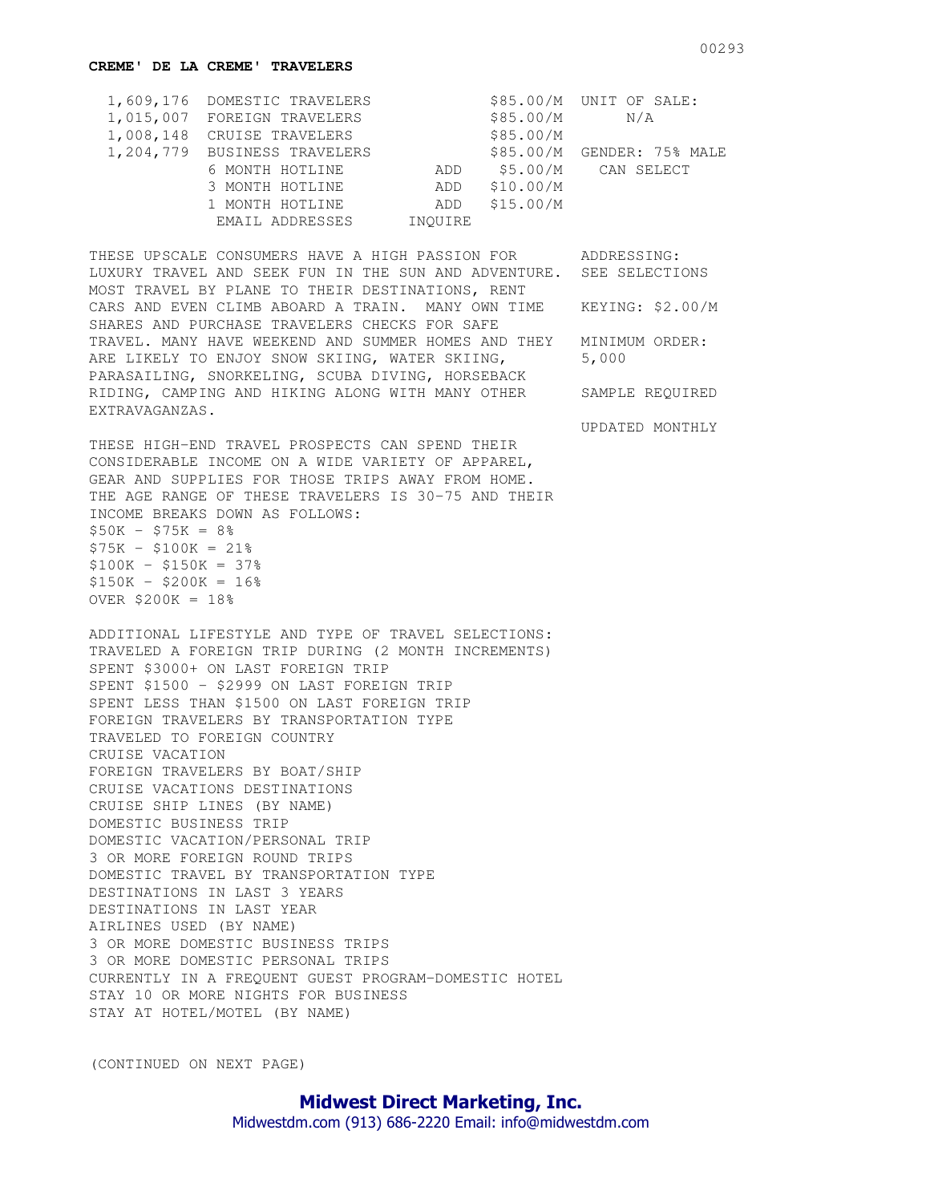**CREME' DE LA CREME' TRAVELERS**

| | | | |
|---|---|---|---|
| 1,609,176 | DOMESTIC TRAVELERS | | $85.00/M |
| 1,015,007 | FOREIGN TRAVELERS | | $85.00/M |
| 1,008,148 | CRUISE TRAVELERS | | $85.00/M |
| 1,204,779 | BUSINESS TRAVELERS | | $85.00/M |
| | 6 MONTH HOTLINE | ADD | $5.00/M |
| | 3 MONTH HOTLINE | ADD | $10.00/M |
| | 1 MONTH HOTLINE | ADD | $15.00/M |
| | EMAIL ADDRESSES | INQUIRE | |

UNIT OF SALE: N/A

GENDER: 75% MALE CAN SELECT

ADDRESSING: SEE SELECTIONS

KEYING: $2.00/M

MINIMUM ORDER: 5,000

SAMPLE REQUIRED

UPDATED MONTHLY

THESE UPSCALE CONSUMERS HAVE A HIGH PASSION FOR LUXURY TRAVEL AND SEEK FUN IN THE SUN AND ADVENTURE. MOST TRAVEL BY PLANE TO THEIR DESTINATIONS, RENT CARS AND EVEN CLIMB ABOARD A TRAIN. MANY OWN TIME SHARES AND PURCHASE TRAVELERS CHECKS FOR SAFE TRAVEL. MANY HAVE WEEKEND AND SUMMER HOMES AND THEY ARE LIKELY TO ENJOY SNOW SKIING, WATER SKIING, PARASAILING, SNORKELING, SCUBA DIVING, HORSEBACK RIDING, CAMPING AND HIKING ALONG WITH MANY OTHER EXTRAVAGANZAS.

THESE HIGH-END TRAVEL PROSPECTS CAN SPEND THEIR CONSIDERABLE INCOME ON A WIDE VARIETY OF APPAREL, GEAR AND SUPPLIES FOR THOSE TRIPS AWAY FROM HOME. THE AGE RANGE OF THESE TRAVELERS IS 30-75 AND THEIR INCOME BREAKS DOWN AS FOLLOWS:

$50K - $75K = 8%
$75K - $100K = 21%
$100K - $150K = 37%
$150K - $200K = 16%
OVER $200K = 18%

ADDITIONAL LIFESTYLE AND TYPE OF TRAVEL SELECTIONS:
TRAVELED A FOREIGN TRIP DURING (2 MONTH INCREMENTS)
SPENT $3000+ ON LAST FOREIGN TRIP
SPENT $1500 - $2999 ON LAST FOREIGN TRIP
SPENT LESS THAN $1500 ON LAST FOREIGN TRIP
FOREIGN TRAVELERS BY TRANSPORTATION TYPE
TRAVELED TO FOREIGN COUNTRY
CRUISE VACATION
FOREIGN TRAVELERS BY BOAT/SHIP
CRUISE VACATIONS DESTINATIONS
CRUISE SHIP LINES (BY NAME)
DOMESTIC BUSINESS TRIP
DOMESTIC VACATION/PERSONAL TRIP
3 OR MORE FOREIGN ROUND TRIPS
DOMESTIC TRAVEL BY TRANSPORTATION TYPE
DESTINATIONS IN LAST 3 YEARS
DESTINATIONS IN LAST YEAR
AIRLINES USED (BY NAME)
3 OR MORE DOMESTIC BUSINESS TRIPS
3 OR MORE DOMESTIC PERSONAL TRIPS
CURRENTLY IN A FREQUENT GUEST PROGRAM-DOMESTIC HOTEL
STAY 10 OR MORE NIGHTS FOR BUSINESS
STAY AT HOTEL/MOTEL (BY NAME)

(CONTINUED ON NEXT PAGE)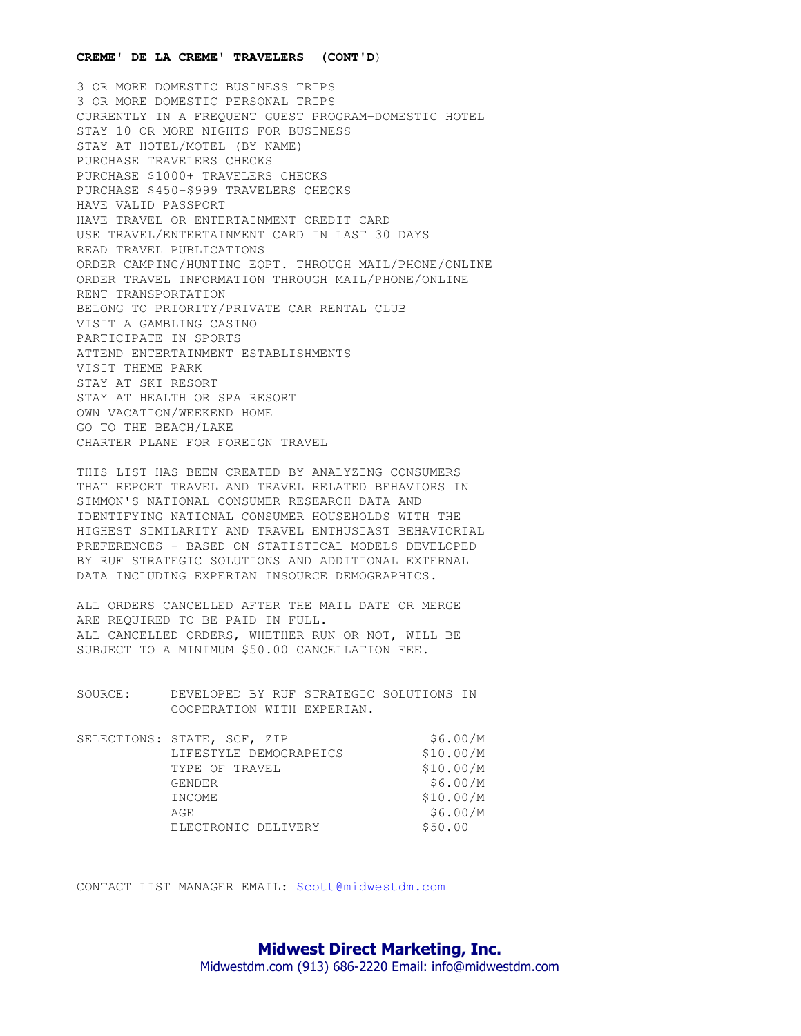**CREME' DE LA CREME' TRAVELERS (CONT'D)**

3 OR MORE DOMESTIC BUSINESS TRIPS
3 OR MORE DOMESTIC PERSONAL TRIPS
CURRENTLY IN A FREQUENT GUEST PROGRAM-DOMESTIC HOTEL
STAY 10 OR MORE NIGHTS FOR BUSINESS
STAY AT HOTEL/MOTEL (BY NAME)
PURCHASE TRAVELERS CHECKS
PURCHASE $1000+ TRAVELERS CHECKS
PURCHASE $450-$999 TRAVELERS CHECKS
HAVE VALID PASSPORT
HAVE TRAVEL OR ENTERTAINMENT CREDIT CARD
USE TRAVEL/ENTERTAINMENT CARD IN LAST 30 DAYS
READ TRAVEL PUBLICATIONS
ORDER CAMPING/HUNTING EQPT. THROUGH MAIL/PHONE/ONLINE
ORDER TRAVEL INFORMATION THROUGH MAIL/PHONE/ONLINE
RENT TRANSPORTATION
BELONG TO PRIORITY/PRIVATE CAR RENTAL CLUB
VISIT A GAMBLING CASINO
PARTICIPATE IN SPORTS
ATTEND ENTERTAINMENT ESTABLISHMENTS
VISIT THEME PARK
STAY AT SKI RESORT
STAY AT HEALTH OR SPA RESORT
OWN VACATION/WEEKEND HOME
GO TO THE BEACH/LAKE
CHARTER PLANE FOR FOREIGN TRAVEL

THIS LIST HAS BEEN CREATED BY ANALYZING CONSUMERS THAT REPORT TRAVEL AND TRAVEL RELATED BEHAVIORS IN SIMMON'S NATIONAL CONSUMER RESEARCH DATA AND IDENTIFYING NATIONAL CONSUMER HOUSEHOLDS WITH THE HIGHEST SIMILARITY AND TRAVEL ENTHUSIAST BEHAVIORIAL PREFERENCES - BASED ON STATISTICAL MODELS DEVELOPED BY RUF STRATEGIC SOLUTIONS AND ADDITIONAL EXTERNAL DATA INCLUDING EXPERIAN INSOURCE DEMOGRAPHICS.

ALL ORDERS CANCELLED AFTER THE MAIL DATE OR MERGE ARE REQUIRED TO BE PAID IN FULL.
ALL CANCELLED ORDERS, WHETHER RUN OR NOT, WILL BE SUBJECT TO A MINIMUM $50.00 CANCELLATION FEE.

SOURCE: DEVELOPED BY RUF STRATEGIC SOLUTIONS IN COOPERATION WITH EXPERIAN.

| | | |
|---|---|---|
| SELECTIONS: | STATE, SCF, ZIP | $6.00/M |
| | LIFESTYLE DEMOGRAPHICS | $10.00/M |
| | TYPE OF TRAVEL | $10.00/M |
| | GENDER | $6.00/M |
| | INCOME | $10.00/M |
| | AGE | $6.00/M |
| | ELECTRONIC DELIVERY | $50.00 |

CONTACT LIST MANAGER EMAIL: Scott@midwestdm.com

**Midwest Direct Marketing, Inc.**
Midwestdm.com (913) 686-2220 Email: info@midwestdm.com